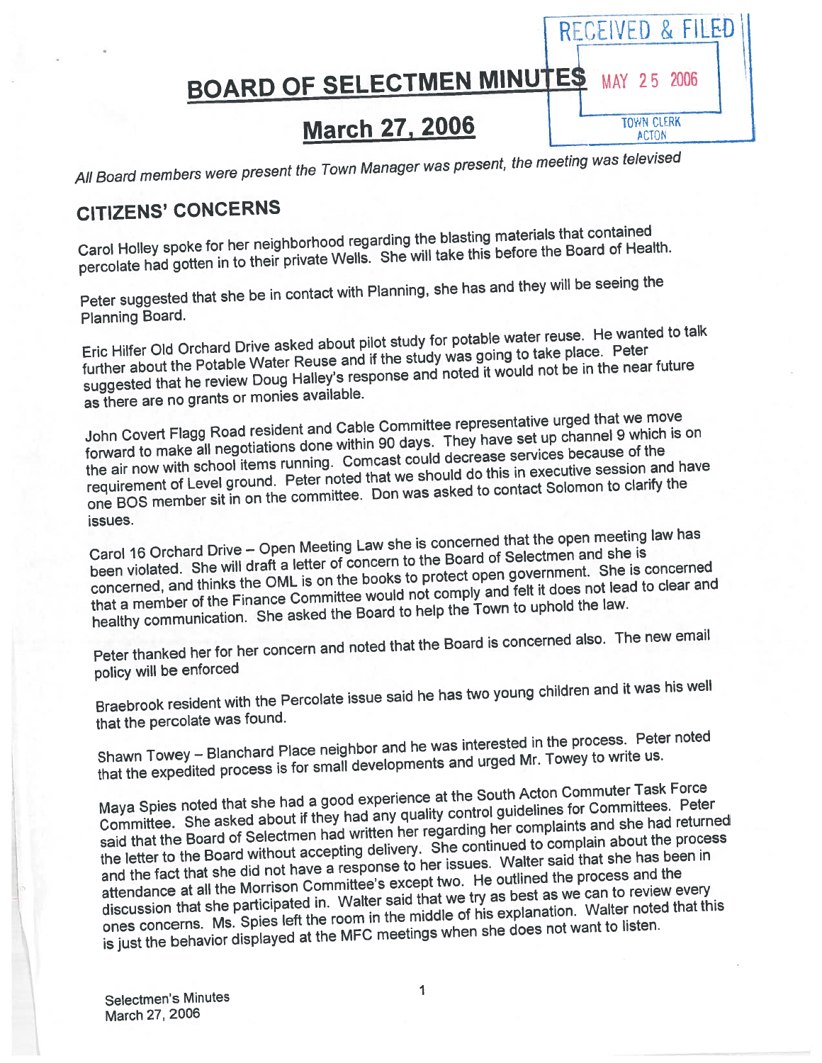RECEIVED & FILED
MAY 25 2006
TOWN CLERK
ACTON

# BOARD OF SELECTMEN MINUTES

## March 27, 2006

*All Board members were present the Town Manager was present, the meeting was televised*

## CITIZENS' CONCERNS

Carol Holley spoke for her neighborhood regarding the blasting materials that contained percolate had gotten in to their private Wells. She will take this before the Board of Health.

Peter suggested that she be in contact with Planning, she has and they will be seeing the Planning Board.

Eric Hilfer Old Orchard Drive asked about pilot study for potable water reuse. He wanted to talk further about the Potable Water Reuse and if the study was going to take place. Peter suggested that he review Doug Halley's response and noted it would not be in the near future as there are no grants or monies available.

John Covert Flagg Road resident and Cable Committee representative urged that we move forward to make all negotiations done within 90 days. They have set up channel 9 which is on the air now with school items running. Comcast could decrease services because of the requirement of Level ground. Peter noted that we should do this in executive session and have one BOS member sit in on the committee. Don was asked to contact Solomon to clarify the issues.

Carol 16 Orchard Drive – Open Meeting Law she is concerned that the open meeting law has been violated. She will draft a letter of concern to the Board of Selectmen and she is concerned, and thinks the OML is on the books to protect open government. She is concerned that a member of the Finance Committee would not comply and felt it does not lead to clear and healthy communication. She asked the Board to help the Town to uphold the law.

Peter thanked her for her concern and noted that the Board is concerned also. The new email policy will be enforced

Braebrook resident with the Percolate issue said he has two young children and it was his well that the percolate was found.

Shawn Towey – Blanchard Place neighbor and he was interested in the process. Peter noted that the expedited process is for small developments and urged Mr. Towey to write us.

Maya Spies noted that she had a good experience at the South Acton Commuter Task Force Committee. She asked about if they had any quality control guidelines for Committees. Peter said that the Board of Selectmen had written her regarding her complaints and she had returned the letter to the Board without accepting delivery. She continued to complain about the process and the fact that she did not have a response to her issues. Walter said that she has been in attendance at all the Morrison Committee's except two. He outlined the process and the discussion that she participated in. Walter said that we try as best as we can to review every ones concerns. Ms. Spies left the room in the middle of his explanation. Walter noted that this is just the behavior displayed at the MFC meetings when she does not want to listen.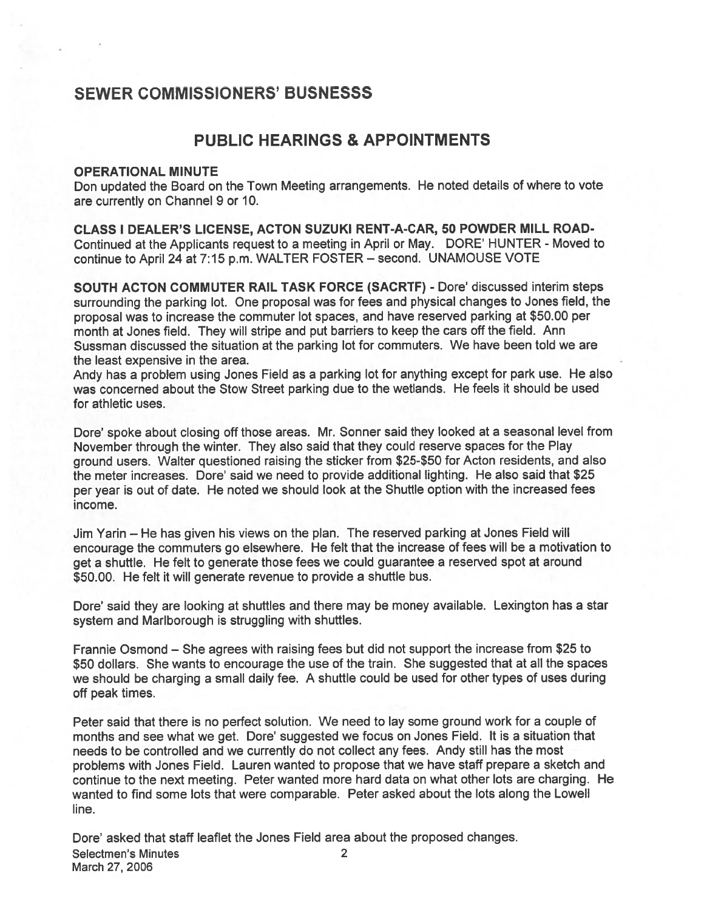## SEWER COMMISSIONERS' BUSNESSS

## PUBLIC HEARINGS & APPOINTMENTS

**OPERATIONAL MINUTE**

Don updated the Board on the Town Meeting arrangements. He noted details of where to vote are currently on Channel 9 or 10.

**CLASS I DEALER'S LICENSE, ACTON SUZUKI RENT-A-CAR, 50 POWDER MILL ROAD-** Continued at the Applicants request to a meeting in April or May. DORE' HUNTER - Moved to continue to April 24 at 7:15 p.m. WALTER FOSTER – second. UNAMOUSE VOTE

**SOUTH ACTON COMMUTER RAIL TASK FORCE (SACRTF)** - Dore' discussed interim steps surrounding the parking lot. One proposal was for fees and physical changes to Jones field, the proposal was to increase the commuter lot spaces, and have reserved parking at $50.00 per month at Jones field. They will stripe and put barriers to keep the cars off the field. Ann Sussman discussed the situation at the parking lot for commuters. We have been told we are the least expensive in the area.

Andy has a problem using Jones Field as a parking lot for anything except for park use. He also was concerned about the Stow Street parking due to the wetlands. He feels it should be used for athletic uses.

Dore' spoke about closing off those areas. Mr. Sonner said they looked at a seasonal level from November through the winter. They also said that they could reserve spaces for the Play ground users. Walter questioned raising the sticker from $25-$50 for Acton residents, and also the meter increases. Dore' said we need to provide additional lighting. He also said that $25 per year is out of date. He noted we should look at the Shuttle option with the increased fees income.

Jim Yarin – He has given his views on the plan. The reserved parking at Jones Field will encourage the commuters go elsewhere. He felt that the increase of fees will be a motivation to get a shuttle. He felt to generate those fees we could guarantee a reserved spot at around $50.00. He felt it will generate revenue to provide a shuttle bus.

Dore' said they are looking at shuttles and there may be money available. Lexington has a star system and Marlborough is struggling with shuttles.

Frannie Osmond – She agrees with raising fees but did not support the increase from $25 to $50 dollars. She wants to encourage the use of the train. She suggested that at all the spaces we should be charging a small daily fee. A shuttle could be used for other types of uses during off peak times.

Peter said that there is no perfect solution. We need to lay some ground work for a couple of months and see what we get. Dore' suggested we focus on Jones Field. It is a situation that needs to be controlled and we currently do not collect any fees. Andy still has the most problems with Jones Field. Lauren wanted to propose that we have staff prepare a sketch and continue to the next meeting. Peter wanted more hard data on what other lots are charging. He wanted to find some lots that were comparable. Peter asked about the lots along the Lowell line.

Dore' asked that staff leaflet the Jones Field area about the proposed changes.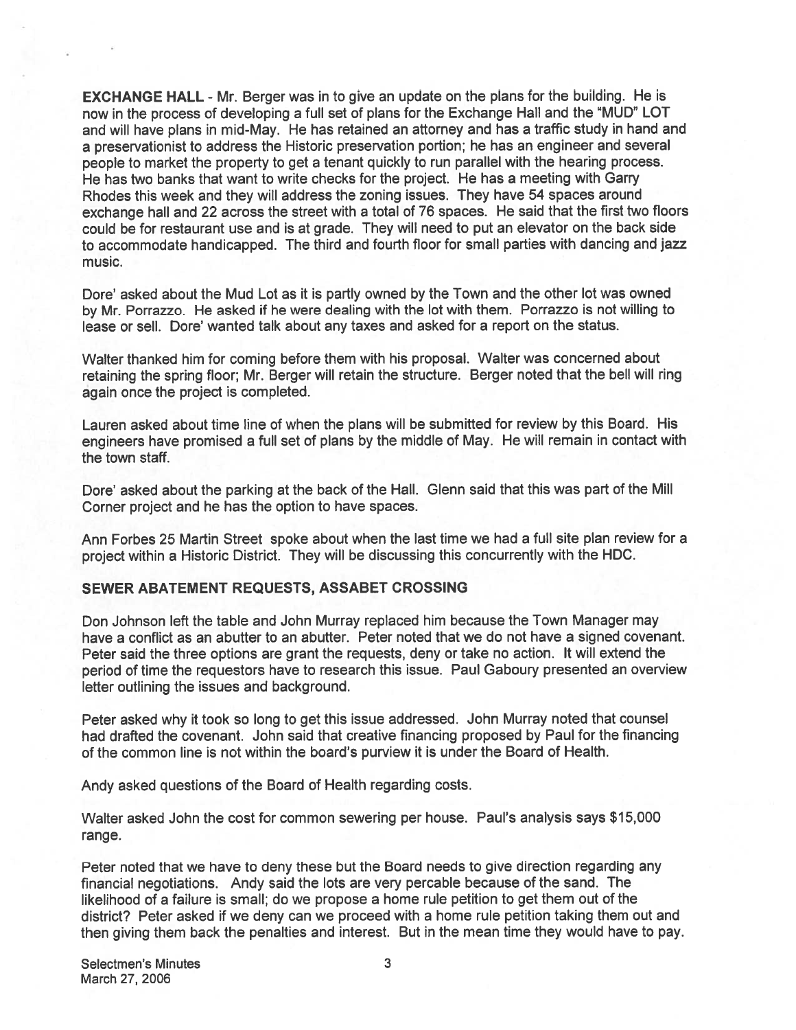**EXCHANGE HALL** - Mr. Berger was in to give an update on the plans for the building. He is now in the process of developing a full set of plans for the Exchange Hall and the "MUD" LOT and will have plans in mid-May. He has retained an attorney and has a traffic study in hand and a preservationist to address the Historic preservation portion; he has an engineer and several people to market the property to get a tenant quickly to run parallel with the hearing process. He has two banks that want to write checks for the project. He has a meeting with Garry Rhodes this week and they will address the zoning issues. They have 54 spaces around exchange hall and 22 across the street with a total of 76 spaces. He said that the first two floors could be for restaurant use and is at grade. They will need to put an elevator on the back side to accommodate handicapped. The third and fourth floor for small parties with dancing and jazz music.

Dore' asked about the Mud Lot as it is partly owned by the Town and the other lot was owned by Mr. Porrazzo. He asked if he were dealing with the lot with them. Porrazzo is not willing to lease or sell. Dore' wanted talk about any taxes and asked for a report on the status.

Walter thanked him for coming before them with his proposal. Walter was concerned about retaining the spring floor; Mr. Berger will retain the structure. Berger noted that the bell will ring again once the project is completed.

Lauren asked about time line of when the plans will be submitted for review by this Board. His engineers have promised a full set of plans by the middle of May. He will remain in contact with the town staff.

Dore' asked about the parking at the back of the Hall. Glenn said that this was part of the Mill Corner project and he has the option to have spaces.

Ann Forbes 25 Martin Street spoke about when the last time we had a full site plan review for a project within a Historic District. They will be discussing this concurrently with the HDC.

**SEWER ABATEMENT REQUESTS, ASSABET CROSSING**

Don Johnson left the table and John Murray replaced him because the Town Manager may have a conflict as an abutter to an abutter. Peter noted that we do not have a signed covenant. Peter said the three options are grant the requests, deny or take no action. It will extend the period of time the requestors have to research this issue. Paul Gaboury presented an overview letter outlining the issues and background.

Peter asked why it took so long to get this issue addressed. John Murray noted that counsel had drafted the covenant. John said that creative financing proposed by Paul for the financing of the common line is not within the board's purview it is under the Board of Health.

Andy asked questions of the Board of Health regarding costs.

Walter asked John the cost for common sewering per house. Paul's analysis says $15,000 range.

Peter noted that we have to deny these but the Board needs to give direction regarding any financial negotiations. Andy said the lots are very percable because of the sand. The likelihood of a failure is small; do we propose a home rule petition to get them out of the district? Peter asked if we deny can we proceed with a home rule petition taking them out and then giving them back the penalties and interest. But in the mean time they would have to pay.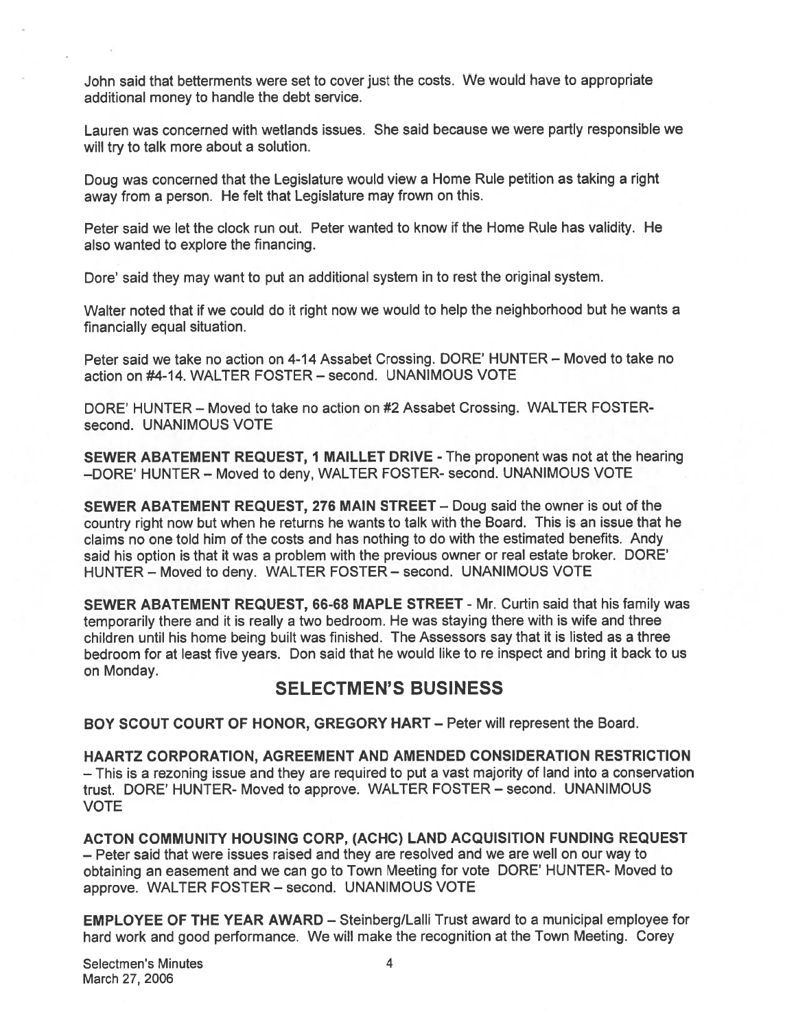John said that betterments were set to cover just the costs. We would have to appropriate additional money to handle the debt service.

Lauren was concerned with wetlands issues. She said because we were partly responsible we will try to talk more about a solution.

Doug was concerned that the Legislature would view a Home Rule petition as taking a right away from a person. He felt that Legislature may frown on this.

Peter said we let the clock run out. Peter wanted to know if the Home Rule has validity. He also wanted to explore the financing.

Dore' said they may want to put an additional system in to rest the original system.

Walter noted that if we could do it right now we would to help the neighborhood but he wants a financially equal situation.

Peter said we take no action on 4-14 Assabet Crossing. DORE' HUNTER – Moved to take no action on #4-14. WALTER FOSTER – second. UNANIMOUS VOTE

DORE' HUNTER – Moved to take no action on #2 Assabet Crossing. WALTER FOSTER-second. UNANIMOUS VOTE

**SEWER ABATEMENT REQUEST, 1 MAILLET DRIVE** - The proponent was not at the hearing –DORE' HUNTER – Moved to deny, WALTER FOSTER- second. UNANIMOUS VOTE

**SEWER ABATEMENT REQUEST, 276 MAIN STREET** – Doug said the owner is out of the country right now but when he returns he wants to talk with the Board. This is an issue that he claims no one told him of the costs and has nothing to do with the estimated benefits. Andy said his option is that it was a problem with the previous owner or real estate broker. DORE' HUNTER – Moved to deny. WALTER FOSTER – second. UNANIMOUS VOTE

**SEWER ABATEMENT REQUEST, 66-68 MAPLE STREET** - Mr. Curtin said that his family was temporarily there and it is really a two bedroom. He was staying there with is wife and three children until his home being built was finished. The Assessors say that it is listed as a three bedroom for at least five years. Don said that he would like to re inspect and bring it back to us on Monday.

## SELECTMEN'S BUSINESS

**BOY SCOUT COURT OF HONOR, GREGORY HART** – Peter will represent the Board.

**HAARTZ CORPORATION, AGREEMENT AND AMENDED CONSIDERATION RESTRICTION** – This is a rezoning issue and they are required to put a vast majority of land into a conservation trust. DORE' HUNTER- Moved to approve. WALTER FOSTER – second. UNANIMOUS VOTE

**ACTON COMMUNITY HOUSING CORP, (ACHC) LAND ACQUISITION FUNDING REQUEST** – Peter said that were issues raised and they are resolved and we are well on our way to obtaining an easement and we can go to Town Meeting for vote DORE' HUNTER- Moved to approve. WALTER FOSTER – second. UNANIMOUS VOTE

**EMPLOYEE OF THE YEAR AWARD** – Steinberg/Lalli Trust award to a municipal employee for hard work and good performance. We will make the recognition at the Town Meeting. Corey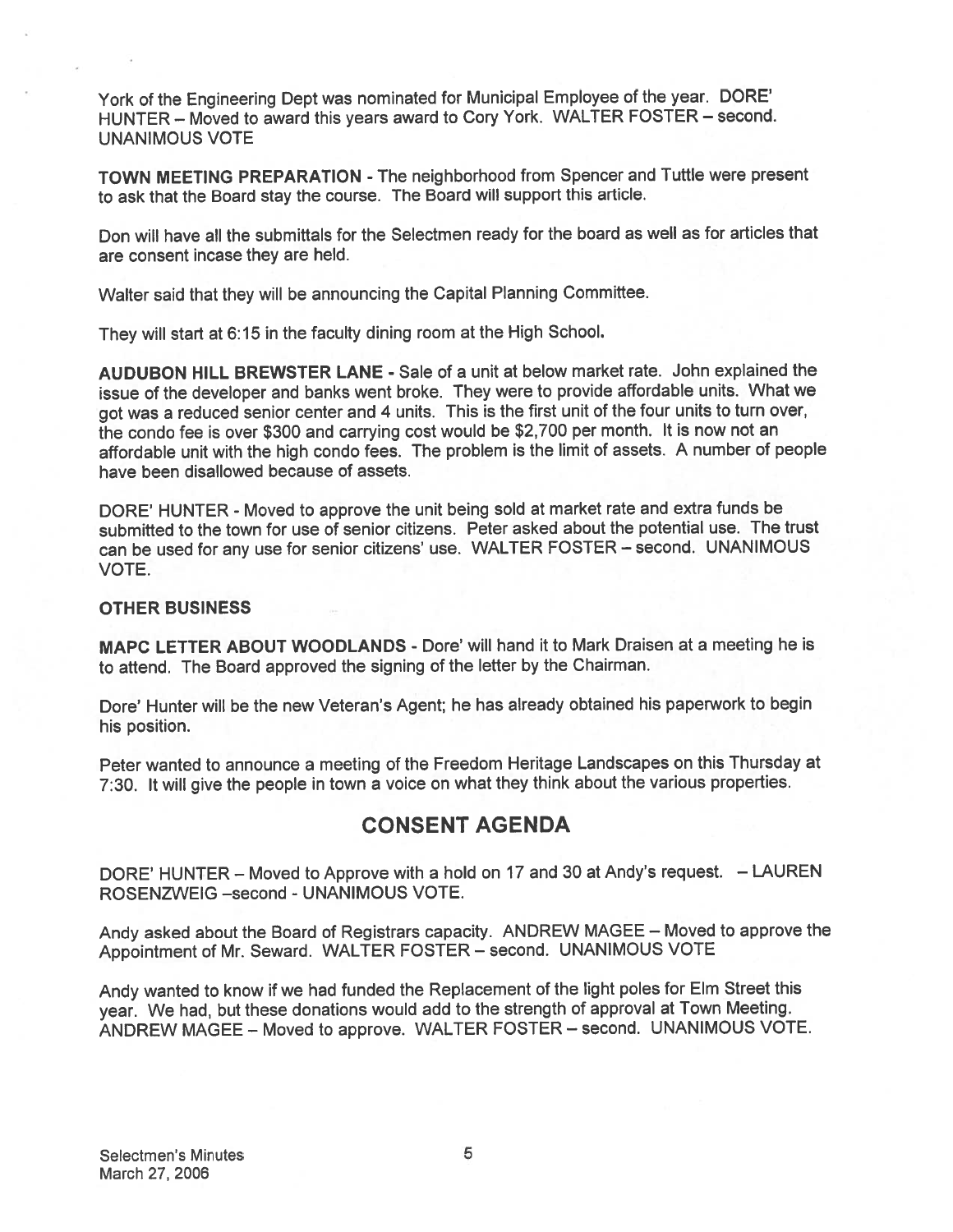York of the Engineering Dept was nominated for Municipal Employee of the year. DORE' HUNTER – Moved to award this years award to Cory York. WALTER FOSTER – second. UNANIMOUS VOTE

**TOWN MEETING PREPARATION** - The neighborhood from Spencer and Tuttle were present to ask that the Board stay the course. The Board will support this article.

Don will have all the submittals for the Selectmen ready for the board as well as for articles that are consent incase they are held.

Walter said that they will be announcing the Capital Planning Committee.

They will start at 6:15 in the faculty dining room at the High School.

**AUDUBON HILL BREWSTER LANE** - Sale of a unit at below market rate. John explained the issue of the developer and banks went broke. They were to provide affordable units. What we got was a reduced senior center and 4 units. This is the first unit of the four units to turn over, the condo fee is over $300 and carrying cost would be $2,700 per month. It is now not an affordable unit with the high condo fees. The problem is the limit of assets. A number of people have been disallowed because of assets.

DORE' HUNTER - Moved to approve the unit being sold at market rate and extra funds be submitted to the town for use of senior citizens. Peter asked about the potential use. The trust can be used for any use for senior citizens' use. WALTER FOSTER – second. UNANIMOUS VOTE.

**OTHER BUSINESS**

**MAPC LETTER ABOUT WOODLANDS** - Dore' will hand it to Mark Draisen at a meeting he is to attend. The Board approved the signing of the letter by the Chairman.

Dore' Hunter will be the new Veteran's Agent; he has already obtained his paperwork to begin his position.

Peter wanted to announce a meeting of the Freedom Heritage Landscapes on this Thursday at 7:30. It will give the people in town a voice on what they think about the various properties.

## CONSENT AGENDA

DORE' HUNTER – Moved to Approve with a hold on 17 and 30 at Andy's request. – LAUREN ROSENZWEIG –second - UNANIMOUS VOTE.

Andy asked about the Board of Registrars capacity. ANDREW MAGEE – Moved to approve the Appointment of Mr. Seward. WALTER FOSTER – second. UNANIMOUS VOTE

Andy wanted to know if we had funded the Replacement of the light poles for Elm Street this year. We had, but these donations would add to the strength of approval at Town Meeting. ANDREW MAGEE – Moved to approve. WALTER FOSTER – second. UNANIMOUS VOTE.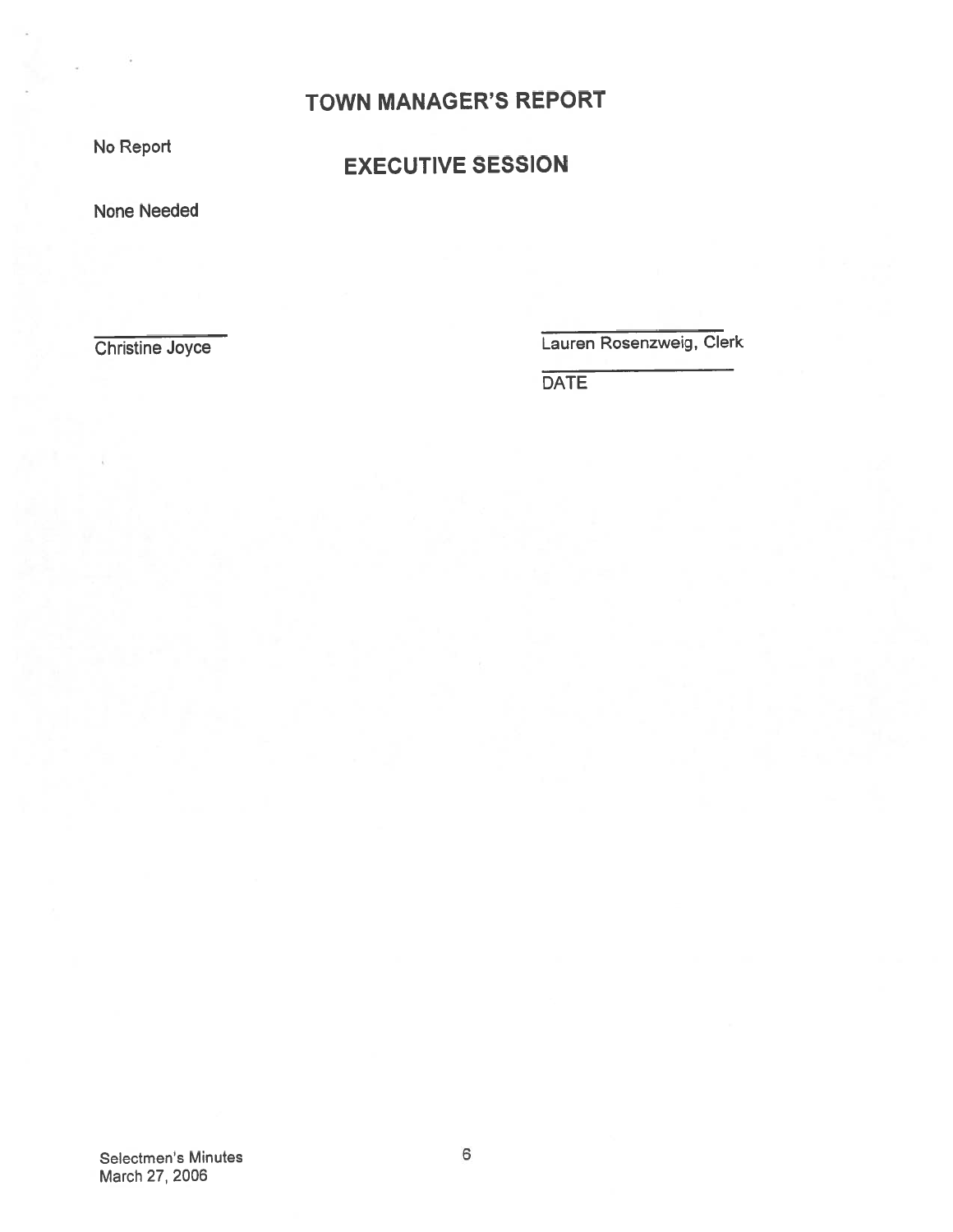## TOWN MANAGER'S REPORT

No Report

## EXECUTIVE SESSION

None Needed

\_\_\_\_\_\_\_\_\_\_\_\_\_\_\_\_\_\_\_\_
Christine Joyce

\_\_\_\_\_\_\_\_\_\_\_\_\_\_\_\_\_\_\_\_
Lauren Rosenzweig, Clerk

\_\_\_\_\_\_\_\_\_\_\_\_\_\_\_\_\_\_\_\_
DATE

Selectmen's Minutes
March 27, 2006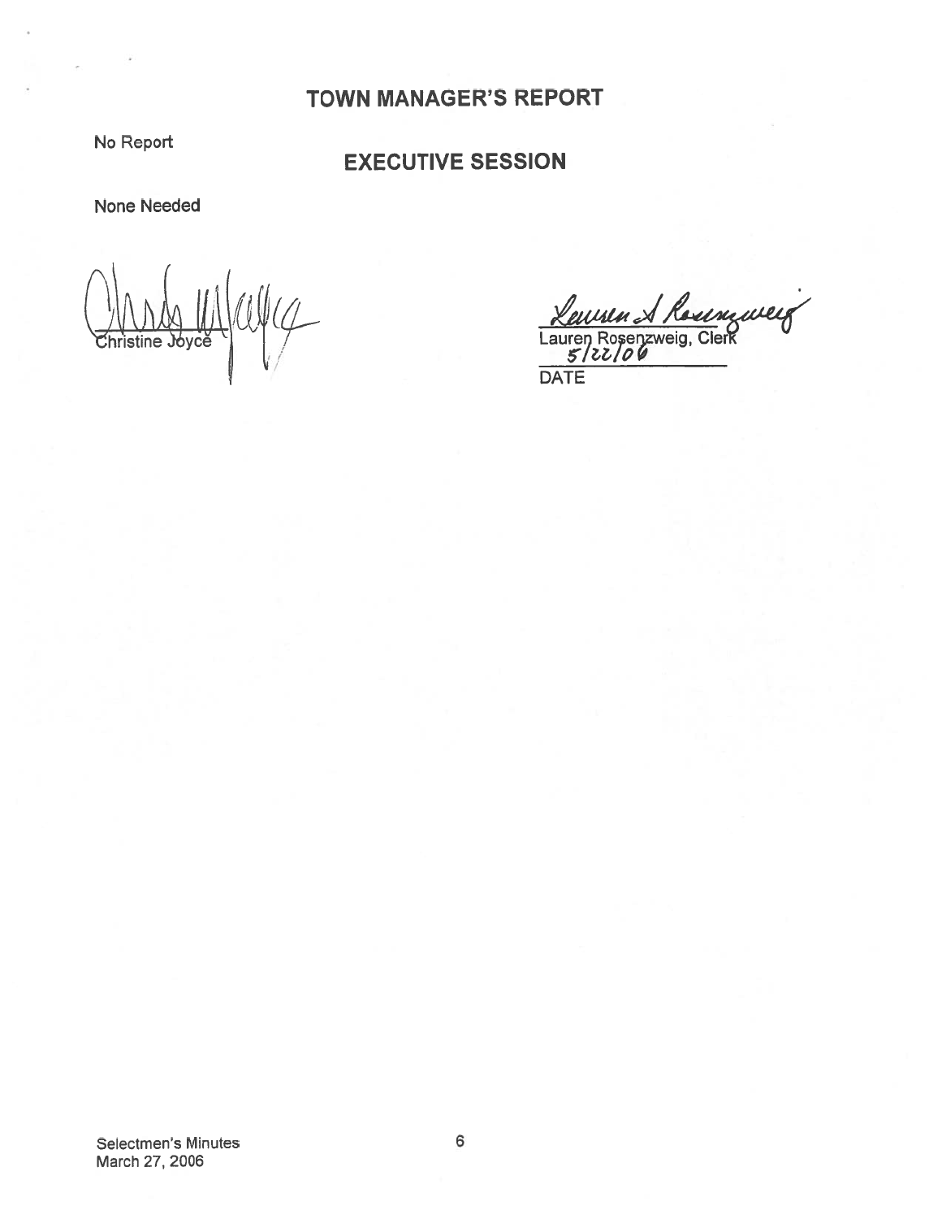## TOWN MANAGER'S REPORT

No Report

## EXECUTIVE SESSION

None Needed

Christine Joyce

Lauren Rosenzweig, Clerk

5/22/06

DATE

Selectmen's Minutes
March 27, 2006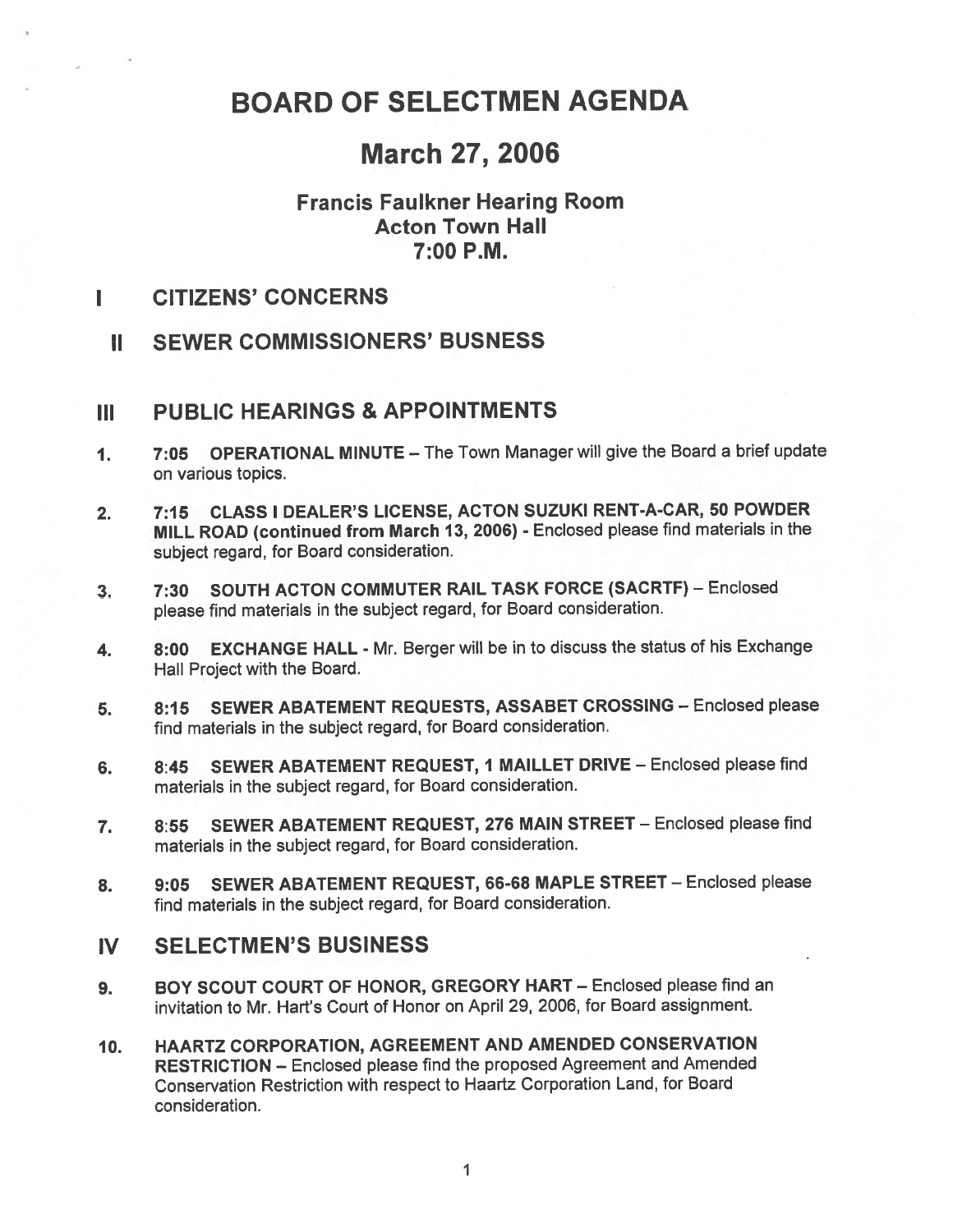# BOARD OF SELECTMEN AGENDA

## March 27, 2006

### Francis Faulkner Hearing Room
### Acton Town Hall
### 7:00 P.M.

## I CITIZENS' CONCERNS

## II SEWER COMMISSIONERS' BUSNESS

## III PUBLIC HEARINGS & APPOINTMENTS

1. **7:05 OPERATIONAL MINUTE** – The Town Manager will give the Board a brief update on various topics.

2. **7:15 CLASS I DEALER'S LICENSE, ACTON SUZUKI RENT-A-CAR, 50 POWDER MILL ROAD (continued from March 13, 2006)** - Enclosed please find materials in the subject regard, for Board consideration.

3. **7:30 SOUTH ACTON COMMUTER RAIL TASK FORCE (SACRTF)** – Enclosed please find materials in the subject regard, for Board consideration.

4. **8:00 EXCHANGE HALL** - Mr. Berger will be in to discuss the status of his Exchange Hall Project with the Board.

5. **8:15 SEWER ABATEMENT REQUESTS, ASSABET CROSSING** – Enclosed please find materials in the subject regard, for Board consideration.

6. **8:45 SEWER ABATEMENT REQUEST, 1 MAILLET DRIVE** – Enclosed please find materials in the subject regard, for Board consideration.

7. **8:55 SEWER ABATEMENT REQUEST, 276 MAIN STREET** – Enclosed please find materials in the subject regard, for Board consideration.

8. **9:05 SEWER ABATEMENT REQUEST, 66-68 MAPLE STREET** – Enclosed please find materials in the subject regard, for Board consideration.

## IV SELECTMEN'S BUSINESS

9. **BOY SCOUT COURT OF HONOR, GREGORY HART** – Enclosed please find an invitation to Mr. Hart's Court of Honor on April 29, 2006, for Board assignment.

10. **HAARTZ CORPORATION, AGREEMENT AND AMENDED CONSERVATION RESTRICTION** – Enclosed please find the proposed Agreement and Amended Conservation Restriction with respect to Haartz Corporation Land, for Board consideration.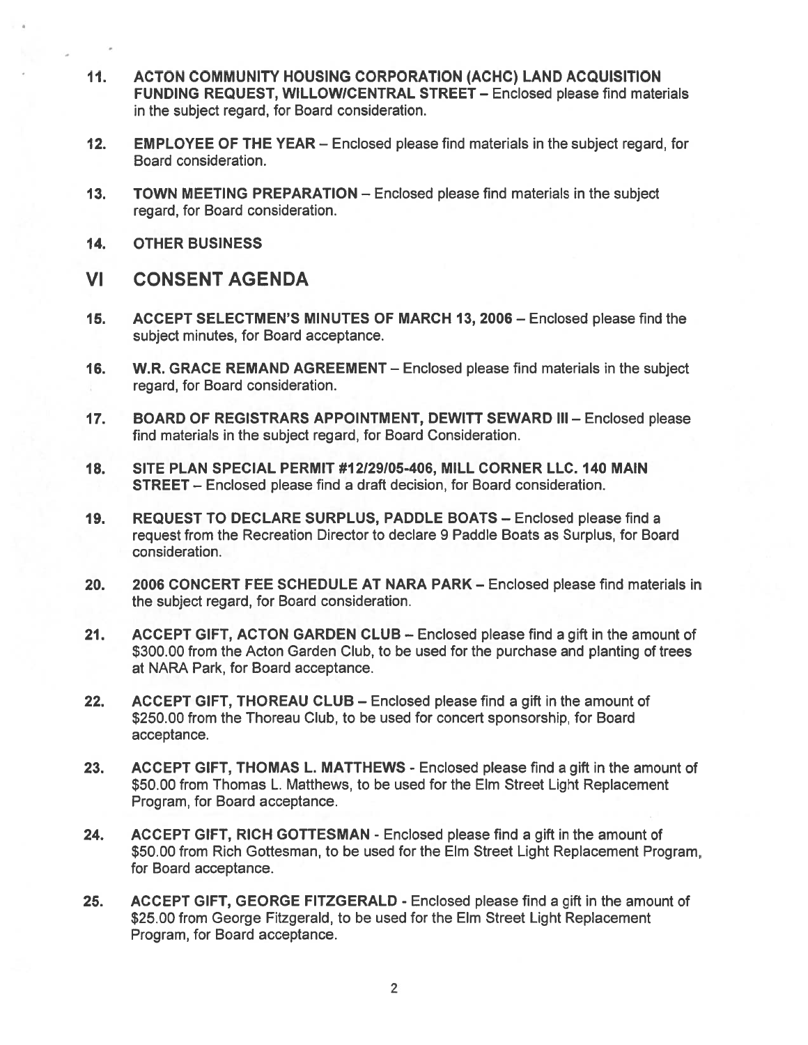11. **ACTON COMMUNITY HOUSING CORPORATION (ACHC) LAND ACQUISITION FUNDING REQUEST, WILLOW/CENTRAL STREET** – Enclosed please find materials in the subject regard, for Board consideration.

12. **EMPLOYEE OF THE YEAR** – Enclosed please find materials in the subject regard, for Board consideration.

13. **TOWN MEETING PREPARATION** – Enclosed please find materials in the subject regard, for Board consideration.

14. **OTHER BUSINESS**

## VI CONSENT AGENDA

15. **ACCEPT SELECTMEN'S MINUTES OF MARCH 13, 2006** – Enclosed please find the subject minutes, for Board acceptance.

16. **W.R. GRACE REMAND AGREEMENT** – Enclosed please find materials in the subject regard, for Board consideration.

17. **BOARD OF REGISTRARS APPOINTMENT, DEWITT SEWARD III** – Enclosed please find materials in the subject regard, for Board Consideration.

18. **SITE PLAN SPECIAL PERMIT #12/29/05-406, MILL CORNER LLC. 140 MAIN STREET** – Enclosed please find a draft decision, for Board consideration.

19. **REQUEST TO DECLARE SURPLUS, PADDLE BOATS** – Enclosed please find a request from the Recreation Director to declare 9 Paddle Boats as Surplus, for Board consideration.

20. **2006 CONCERT FEE SCHEDULE AT NARA PARK** – Enclosed please find materials in the subject regard, for Board consideration.

21. **ACCEPT GIFT, ACTON GARDEN CLUB** – Enclosed please find a gift in the amount of $300.00 from the Acton Garden Club, to be used for the purchase and planting of trees at NARA Park, for Board acceptance.

22. **ACCEPT GIFT, THOREAU CLUB** – Enclosed please find a gift in the amount of $250.00 from the Thoreau Club, to be used for concert sponsorship, for Board acceptance.

23. **ACCEPT GIFT, THOMAS L. MATTHEWS** - Enclosed please find a gift in the amount of $50.00 from Thomas L. Matthews, to be used for the Elm Street Light Replacement Program, for Board acceptance.

24. **ACCEPT GIFT, RICH GOTTESMAN** - Enclosed please find a gift in the amount of $50.00 from Rich Gottesman, to be used for the Elm Street Light Replacement Program, for Board acceptance.

25. **ACCEPT GIFT, GEORGE FITZGERALD** - Enclosed please find a gift in the amount of $25.00 from George Fitzgerald, to be used for the Elm Street Light Replacement Program, for Board acceptance.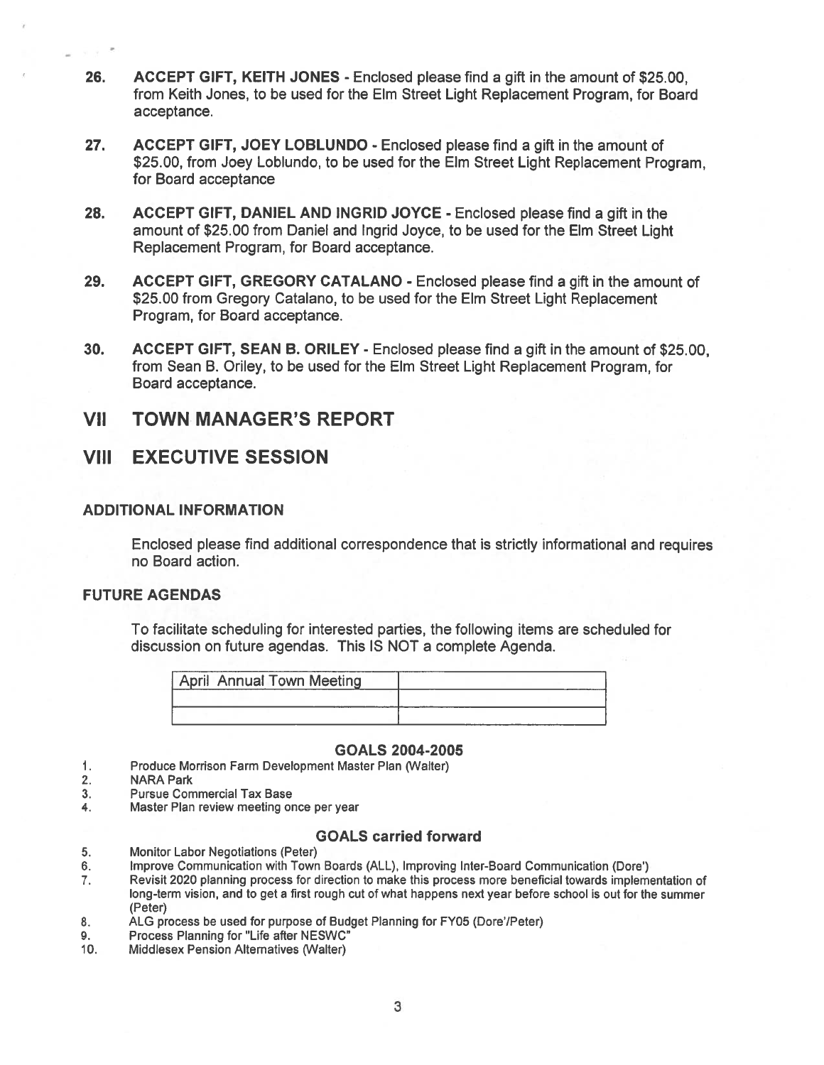26. **ACCEPT GIFT, KEITH JONES** - Enclosed please find a gift in the amount of $25.00, from Keith Jones, to be used for the Elm Street Light Replacement Program, for Board acceptance.

27. **ACCEPT GIFT, JOEY LOBLUNDO** - Enclosed please find a gift in the amount of $25.00, from Joey Loblundo, to be used for the Elm Street Light Replacement Program, for Board acceptance

28. **ACCEPT GIFT, DANIEL AND INGRID JOYCE** - Enclosed please find a gift in the amount of $25.00 from Daniel and Ingrid Joyce, to be used for the Elm Street Light Replacement Program, for Board acceptance.

29. **ACCEPT GIFT, GREGORY CATALANO** - Enclosed please find a gift in the amount of $25.00 from Gregory Catalano, to be used for the Elm Street Light Replacement Program, for Board acceptance.

30. **ACCEPT GIFT, SEAN B. ORILEY** - Enclosed please find a gift in the amount of $25.00, from Sean B. Oriley, to be used for the Elm Street Light Replacement Program, for Board acceptance.

# VII TOWN MANAGER'S REPORT

# VIII EXECUTIVE SESSION

### ADDITIONAL INFORMATION

Enclosed please find additional correspondence that is strictly informational and requires no Board action.

### FUTURE AGENDAS

To facilitate scheduling for interested parties, the following items are scheduled for discussion on future agendas. This IS NOT a complete Agenda.

| | |
|---|---|
| April Annual Town Meeting | |
| | |
| | |

### GOALS 2004-2005

1. Produce Morrison Farm Development Master Plan (Walter)
2. NARA Park
3. Pursue Commercial Tax Base
4. Master Plan review meeting once per year

### GOALS carried forward

5. Monitor Labor Negotiations (Peter)
6. Improve Communication with Town Boards (ALL), Improving Inter-Board Communication (Dore')
7. Revisit 2020 planning process for direction to make this process more beneficial towards implementation of long-term vision, and to get a first rough cut of what happens next year before school is out for the summer (Peter)
8. ALG process be used for purpose of Budget Planning for FY05 (Dore'/Peter)
9. Process Planning for "Life after NESWC"
10. Middlesex Pension Alternatives (Walter)